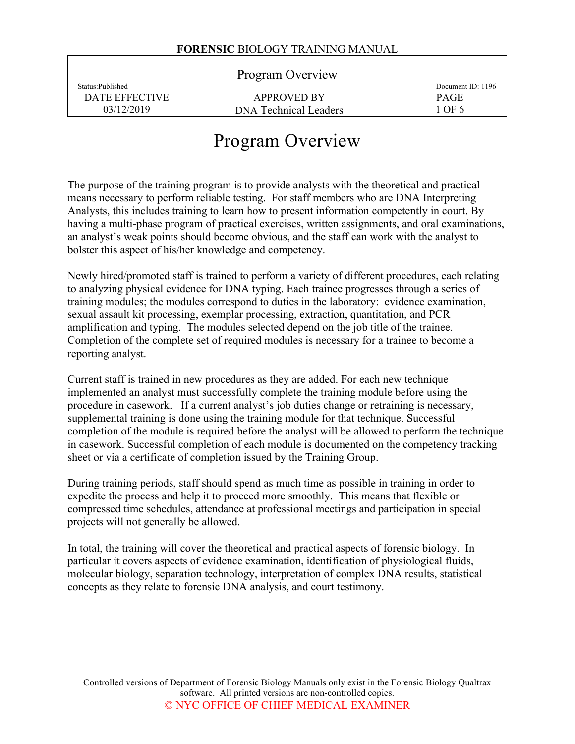# Program Overview

The purpose of the training program is to provide analysts with the theoretical and practical means necessary to perform reliable testing. For staff members who are DNA Interpreting Analysts, this includes training to learn how to present information competently in court. By having a multi-phase program of practical exercises, written assignments, and oral examinations, an analyst's weak points should become obvious, and the staff can work with the analyst to bolster this aspect of his/her knowledge and competency.

Newly hired/promoted staff is trained to perform a variety of different procedures, each relating to analyzing physical evidence for DNA typing. Each trainee progresses through a series of training modules; the modules correspond to duties in the laboratory: evidence examination, sexual assault kit processing, exemplar processing, extraction, quantitation, and PCR amplification and typing. The modules selected depend on the job title of the trainee. Completion of the complete set of required modules is necessary for a trainee to become a reporting analyst.

Current staff is trained in new procedures as they are added. For each new technique implemented an analyst must successfully complete the training module before using the procedure in casework. If a current analyst's job duties change or retraining is necessary, supplemental training is done using the training module for that technique. Successful completion of the module is required before the analyst will be allowed to perform the technique in casework. Successful completion of each module is documented on the competency tracking sheet or via a certificate of completion issued by the Training Group.

During training periods, staff should spend as much time as possible in training in order to expedite the process and help it to proceed more smoothly. This means that flexible or compressed time schedules, attendance at professional meetings and participation in special projects will not generally be allowed.

In total, the training will cover the theoretical and practical aspects of forensic biology. In particular it covers aspects of evidence examination, identification of physiological fluids, molecular biology, separation technology, interpretation of complex DNA results, statistical concepts as they relate to forensic DNA analysis, and court testimony.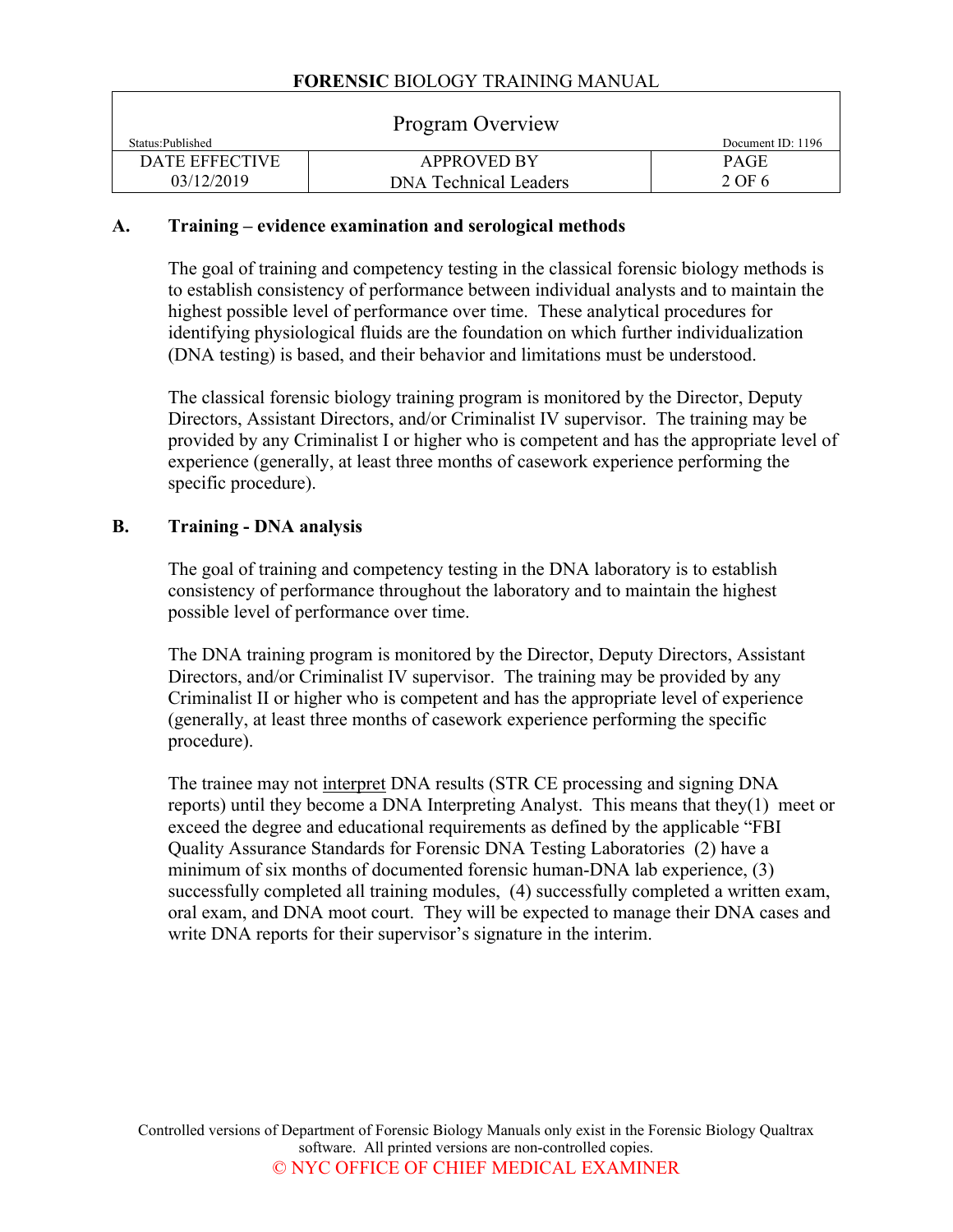## A. Training – evidence examination and serological methods

The goal of training and competency testing in the classical forensic biology methods is to establish consistency of performance between individual analysts and to maintain the highest possible level of performance over time. These analytical procedures for identifying physiological fluids are the foundation on which further individualization (DNA testing) is based, and their behavior and limitations must be understood.

The classical forensic biology training program is monitored by the Director, Deputy Directors, Assistant Directors, and/or Criminalist IV supervisor. The training may be provided by any Criminalist I or higher who is competent and has the appropriate level of experience (generally, at least three months of casework experience performing the specific procedure).

## B. Training - DNA analysis

The goal of training and competency testing in the DNA laboratory is to establish consistency of performance throughout the laboratory and to maintain the highest possible level of performance over time.

The DNA training program is monitored by the Director, Deputy Directors, Assistant Directors, and/or Criminalist IV supervisor. The training may be provided by any Criminalist II or higher who is competent and has the appropriate level of experience (generally, at least three months of casework experience performing the specific procedure).

The trainee may not <u>interpret</u> DNA results (STR CE processing and signing DNA reports) until they become a DNA Interpreting Analyst. This means that they(1) meet or exceed the degree and educational requirements as defined by the applicable "FBI Quality Assurance Standards for Forensic DNA Testing Laboratories (2) have a minimum of six months of documented forensic human-DNA lab experience, (3) successfully completed all training modules, (4) successfully completed a written exam, oral exam, and DNA moot court. They will be expected to manage their DNA cases and write DNA reports for their supervisor's signature in the interim.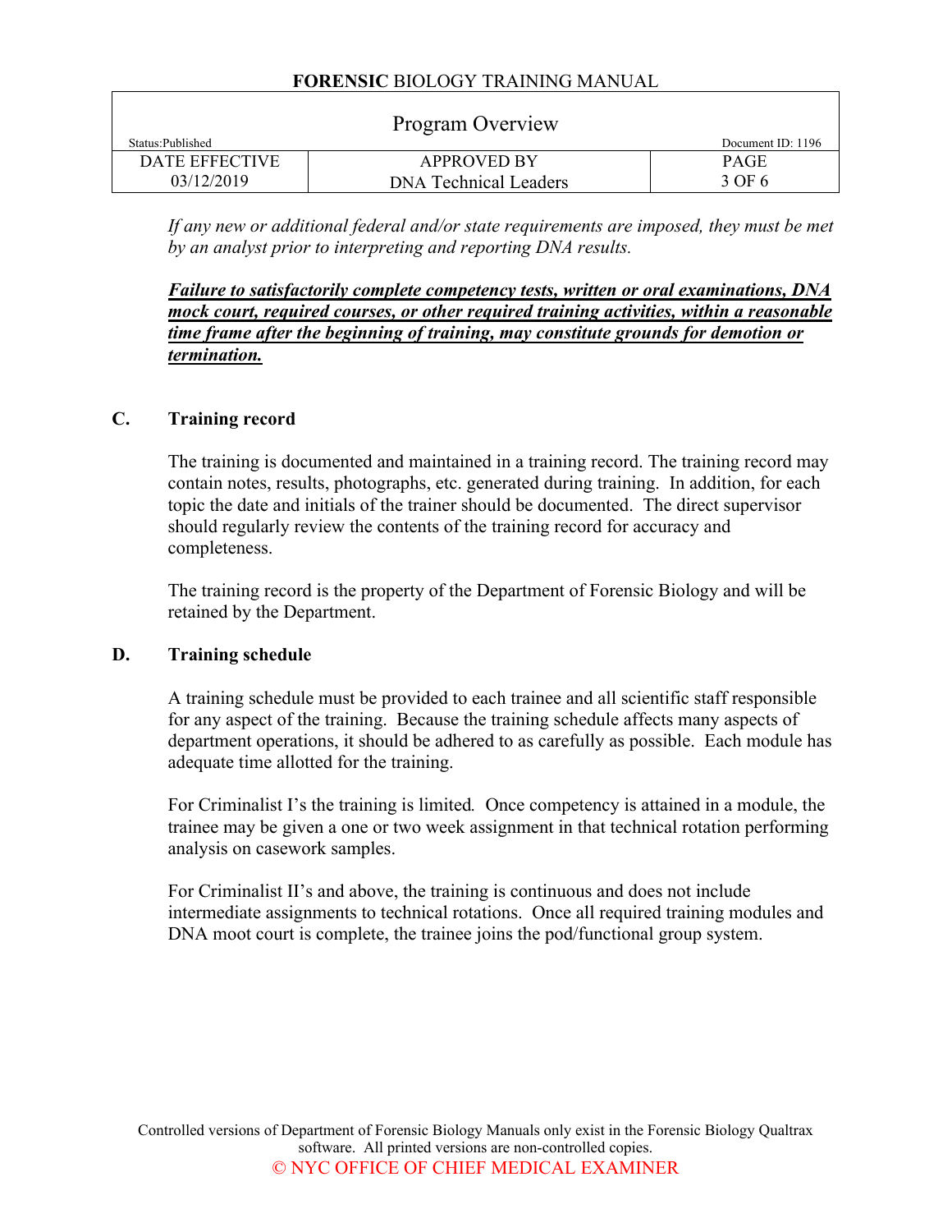*If any new or additional federal and/or state requirements are imposed, they must be met by an analyst prior to interpreting and reporting DNA results.*

***Failure to satisfactorily complete competency tests, written or oral examinations, DNA mock court, required courses, or other required training activities, within a reasonable time frame after the beginning of training, may constitute grounds for demotion or termination.***

## C. Training record

The training is documented and maintained in a training record. The training record may contain notes, results, photographs, etc. generated during training. In addition, for each topic the date and initials of the trainer should be documented. The direct supervisor should regularly review the contents of the training record for accuracy and completeness.

The training record is the property of the Department of Forensic Biology and will be retained by the Department.

## D. Training schedule

A training schedule must be provided to each trainee and all scientific staff responsible for any aspect of the training. Because the training schedule affects many aspects of department operations, it should be adhered to as carefully as possible. Each module has adequate time allotted for the training.

For Criminalist I's the training is limited*.* Once competency is attained in a module, the trainee may be given a one or two week assignment in that technical rotation performing analysis on casework samples.

For Criminalist II's and above, the training is continuous and does not include intermediate assignments to technical rotations. Once all required training modules and DNA moot court is complete, the trainee joins the pod/functional group system.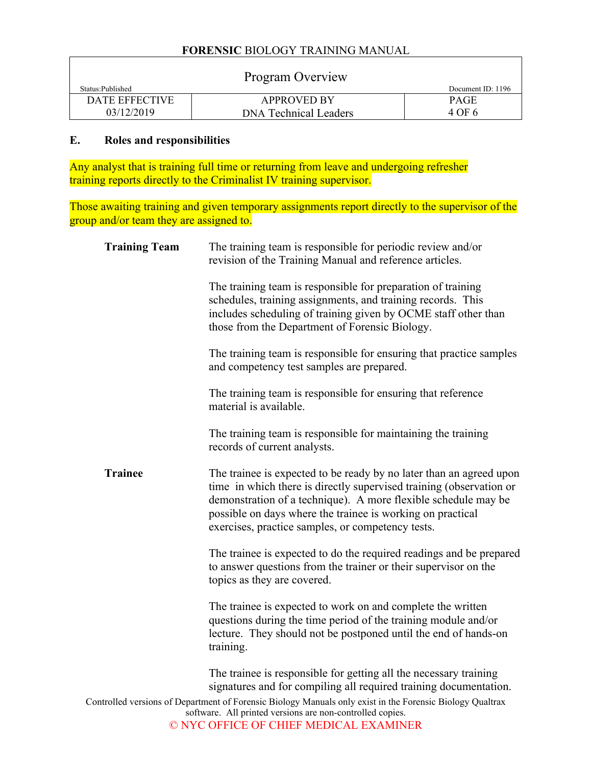## E. Roles and responsibilities

Any analyst that is training full time or returning from leave and undergoing refresher training reports directly to the Criminalist IV training supervisor.

Those awaiting training and given temporary assignments report directly to the supervisor of the group and/or team they are assigned to.

**Training Team**

The training team is responsible for periodic review and/or revision of the Training Manual and reference articles.

The training team is responsible for preparation of training schedules, training assignments, and training records. This includes scheduling of training given by OCME staff other than those from the Department of Forensic Biology.

The training team is responsible for ensuring that practice samples and competency test samples are prepared.

The training team is responsible for ensuring that reference material is available.

The training team is responsible for maintaining the training records of current analysts.

**Trainee**

The trainee is expected to be ready by no later than an agreed upon time in which there is directly supervised training (observation or demonstration of a technique). A more flexible schedule may be possible on days where the trainee is working on practical exercises, practice samples, or competency tests.

The trainee is expected to do the required readings and be prepared to answer questions from the trainer or their supervisor on the topics as they are covered.

The trainee is expected to work on and complete the written questions during the time period of the training module and/or lecture. They should not be postponed until the end of hands-on training.

The trainee is responsible for getting all the necessary training signatures and for compiling all required training documentation.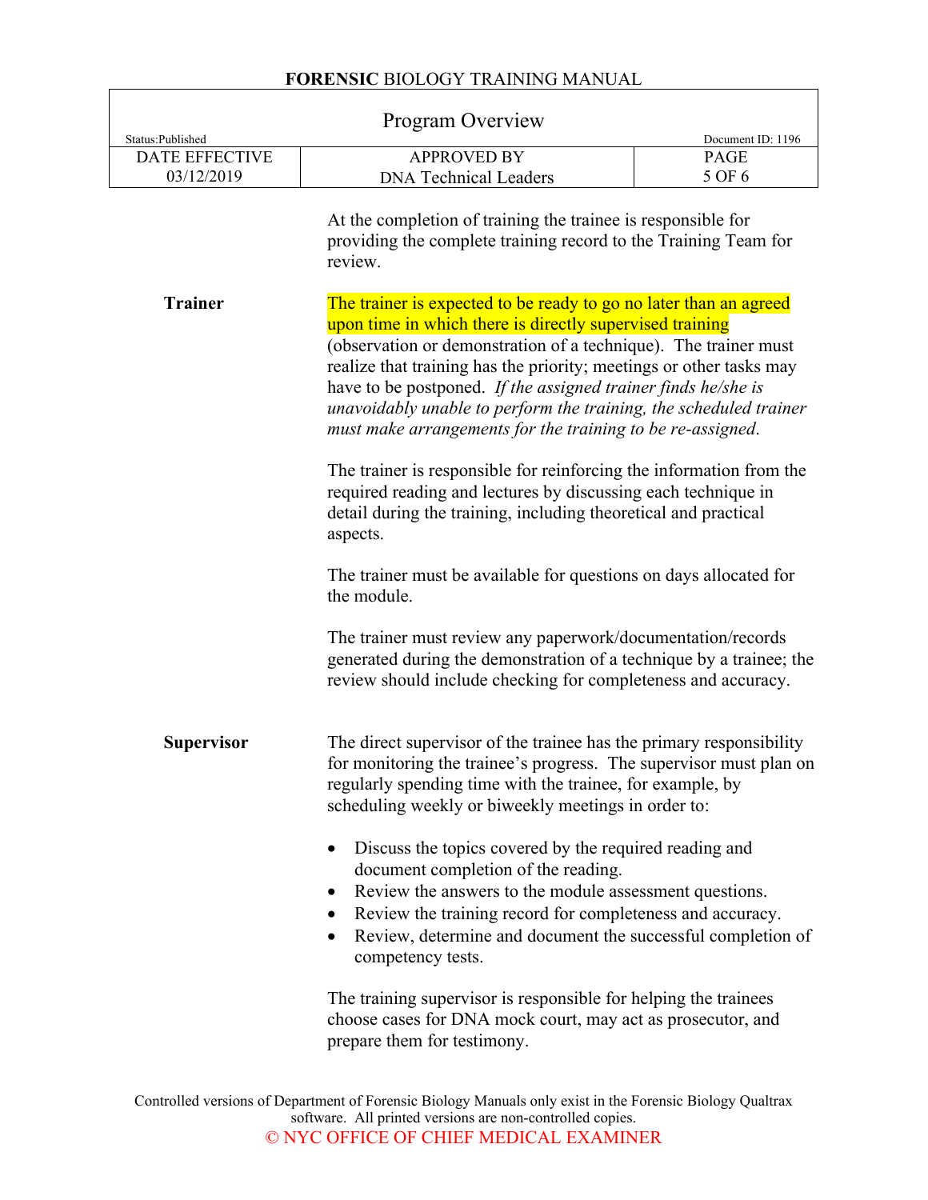At the completion of training the trainee is responsible for providing the complete training record to the Training Team for review.

**Trainer**

The trainer is expected to be ready to go no later than an agreed upon time in which there is directly supervised training (observation or demonstration of a technique). The trainer must realize that training has the priority; meetings or other tasks may have to be postponed. *If the assigned trainer finds he/she is unavoidably unable to perform the training, the scheduled trainer must make arrangements for the training to be re-assigned*.

The trainer is responsible for reinforcing the information from the required reading and lectures by discussing each technique in detail during the training, including theoretical and practical aspects.

The trainer must be available for questions on days allocated for the module.

The trainer must review any paperwork/documentation/records generated during the demonstration of a technique by a trainee; the review should include checking for completeness and accuracy.

**Supervisor**

The direct supervisor of the trainee has the primary responsibility for monitoring the trainee's progress. The supervisor must plan on regularly spending time with the trainee, for example, by scheduling weekly or biweekly meetings in order to:

- Discuss the topics covered by the required reading and document completion of the reading.
- Review the answers to the module assessment questions.
- Review the training record for completeness and accuracy.
- Review, determine and document the successful completion of competency tests.

The training supervisor is responsible for helping the trainees choose cases for DNA mock court, may act as prosecutor, and prepare them for testimony.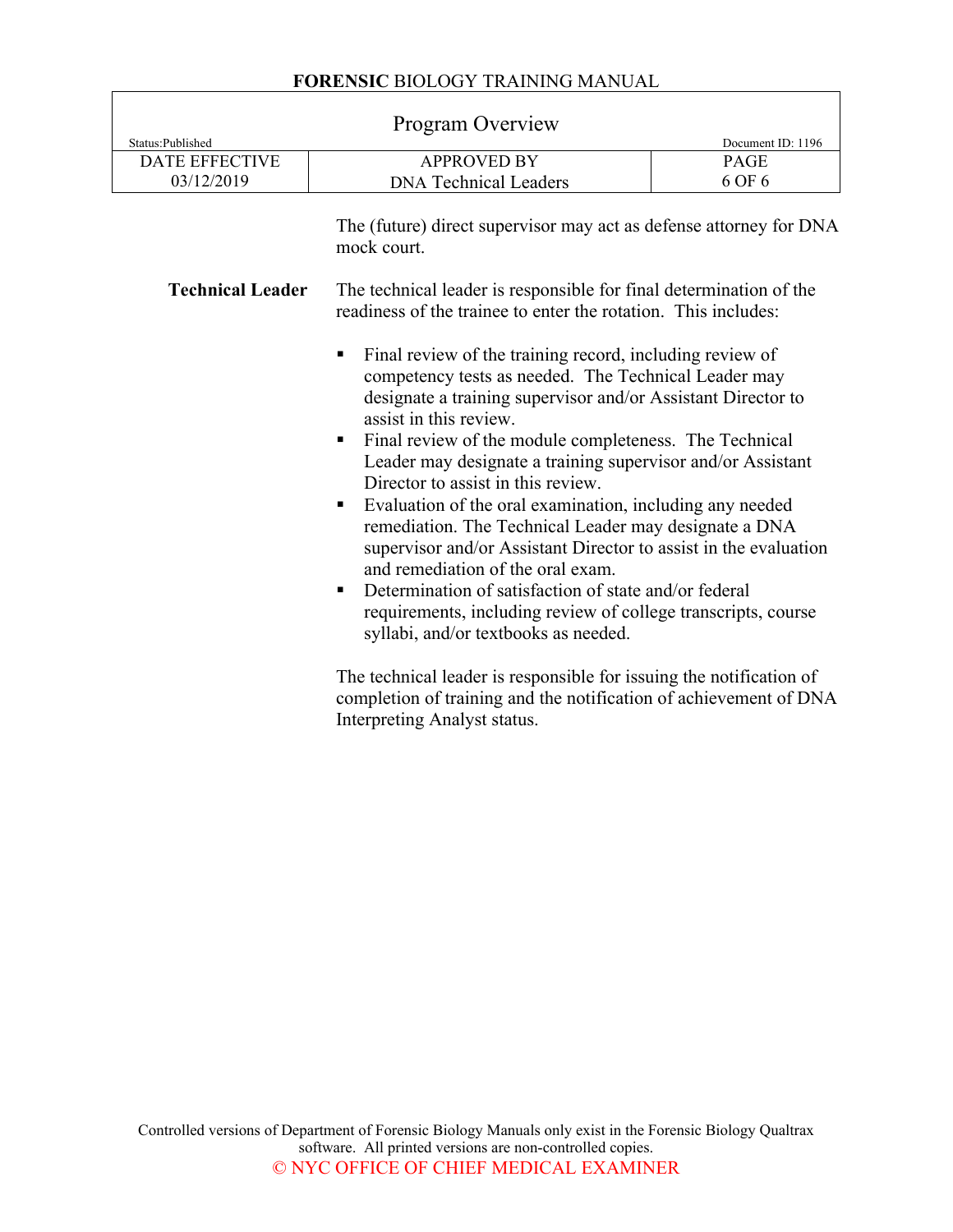The (future) direct supervisor may act as defense attorney for DNA mock court.

**Technical Leader**

The technical leader is responsible for final determination of the readiness of the trainee to enter the rotation. This includes:

- Final review of the training record, including review of competency tests as needed. The Technical Leader may designate a training supervisor and/or Assistant Director to assist in this review.
- Final review of the module completeness. The Technical Leader may designate a training supervisor and/or Assistant Director to assist in this review.
- Evaluation of the oral examination, including any needed remediation. The Technical Leader may designate a DNA supervisor and/or Assistant Director to assist in the evaluation and remediation of the oral exam.
- Determination of satisfaction of state and/or federal requirements, including review of college transcripts, course syllabi, and/or textbooks as needed.

The technical leader is responsible for issuing the notification of completion of training and the notification of achievement of DNA Interpreting Analyst status.